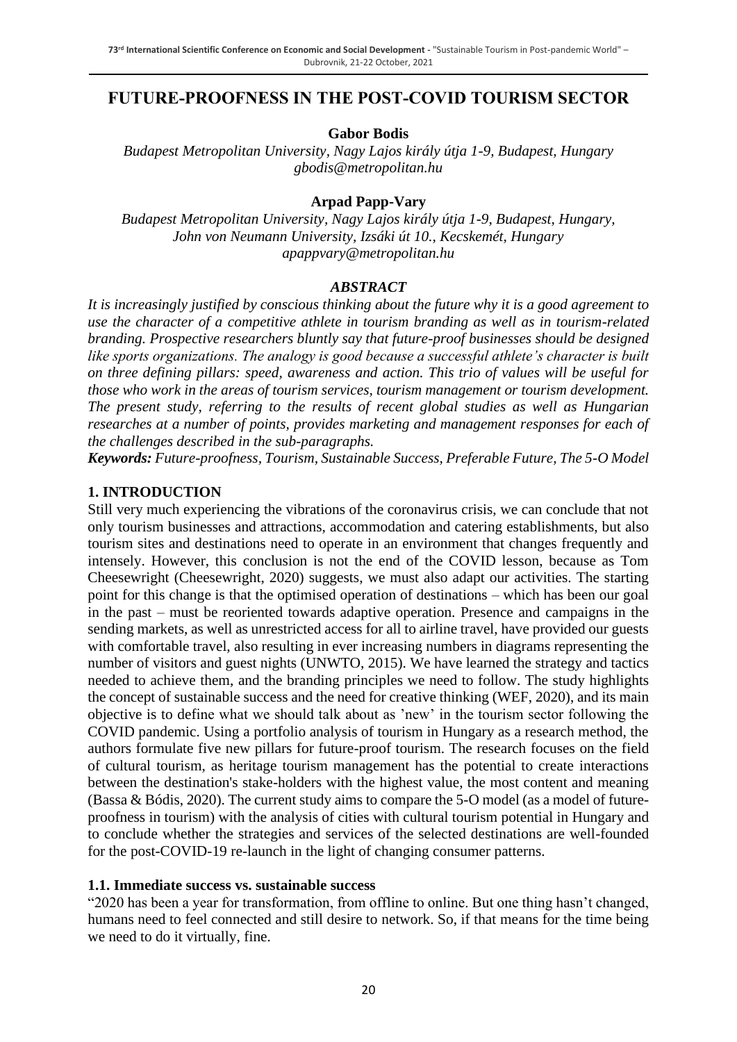# FUTURE-PROOFNESS IN THE POST-COVID TOURISM SECTOR

**Gabor Bodis**

*Budapest Metropolitan University, Nagy Lajos király útja 1-9, Budapest, Hungary*
*gbodis@metropolitan.hu*

**Arpad Papp-Vary**

*Budapest Metropolitan University, Nagy Lajos király útja 1-9, Budapest, Hungary,*
*John von Neumann University, Izsáki út 10., Kecskemét, Hungary*
*apappvary@metropolitan.hu*

### *ABSTRACT*

*It is increasingly justified by conscious thinking about the future why it is a good agreement to use the character of a competitive athlete in tourism branding as well as in tourism-related branding. Prospective researchers bluntly say that future-proof businesses should be designed like sports organizations. The analogy is good because a successful athlete's character is built on three defining pillars: speed, awareness and action. This trio of values will be useful for those who work in the areas of tourism services, tourism management or tourism development. The present study, referring to the results of recent global studies as well as Hungarian researches at a number of points, provides marketing and management responses for each of the challenges described in the sub-paragraphs.*

***Keywords:*** *Future-proofness, Tourism, Sustainable Success, Preferable Future, The 5-O Model*

## 1. INTRODUCTION

Still very much experiencing the vibrations of the coronavirus crisis, we can conclude that not only tourism businesses and attractions, accommodation and catering establishments, but also tourism sites and destinations need to operate in an environment that changes frequently and intensely. However, this conclusion is not the end of the COVID lesson, because as Tom Cheesewright (Cheesewright, 2020) suggests, we must also adapt our activities. The starting point for this change is that the optimised operation of destinations – which has been our goal in the past – must be reoriented towards adaptive operation. Presence and campaigns in the sending markets, as well as unrestricted access for all to airline travel, have provided our guests with comfortable travel, also resulting in ever increasing numbers in diagrams representing the number of visitors and guest nights (UNWTO, 2015). We have learned the strategy and tactics needed to achieve them, and the branding principles we need to follow. The study highlights the concept of sustainable success and the need for creative thinking (WEF, 2020), and its main objective is to define what we should talk about as 'new' in the tourism sector following the COVID pandemic. Using a portfolio analysis of tourism in Hungary as a research method, the authors formulate five new pillars for future-proof tourism. The research focuses on the field of cultural tourism, as heritage tourism management has the potential to create interactions between the destination's stake-holders with the highest value, the most content and meaning (Bassa & Bódis, 2020). The current study aims to compare the 5-O model (as a model of future-proofness in tourism) with the analysis of cities with cultural tourism potential in Hungary and to conclude whether the strategies and services of the selected destinations are well-founded for the post-COVID-19 re-launch in the light of changing consumer patterns.

### 1.1. Immediate success vs. sustainable success

"2020 has been a year for transformation, from offline to online. But one thing hasn't changed, humans need to feel connected and still desire to network. So, if that means for the time being we need to do it virtually, fine.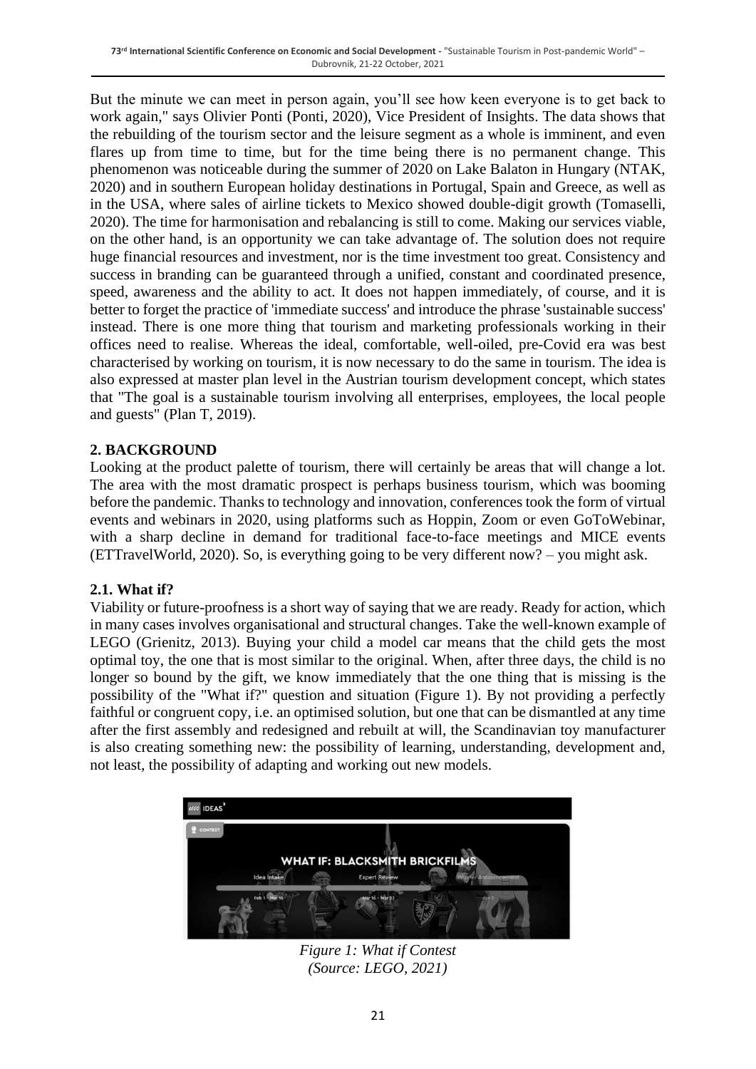But the minute we can meet in person again, you'll see how keen everyone is to get back to work again," says Olivier Ponti (Ponti, 2020), Vice President of Insights. The data shows that the rebuilding of the tourism sector and the leisure segment as a whole is imminent, and even flares up from time to time, but for the time being there is no permanent change. This phenomenon was noticeable during the summer of 2020 on Lake Balaton in Hungary (NTAK, 2020) and in southern European holiday destinations in Portugal, Spain and Greece, as well as in the USA, where sales of airline tickets to Mexico showed double-digit growth (Tomaselli, 2020). The time for harmonisation and rebalancing is still to come. Making our services viable, on the other hand, is an opportunity we can take advantage of. The solution does not require huge financial resources and investment, nor is the time investment too great. Consistency and success in branding can be guaranteed through a unified, constant and coordinated presence, speed, awareness and the ability to act. It does not happen immediately, of course, and it is better to forget the practice of 'immediate success' and introduce the phrase 'sustainable success' instead. There is one more thing that tourism and marketing professionals working in their offices need to realise. Whereas the ideal, comfortable, well-oiled, pre-Covid era was best characterised by working on tourism, it is now necessary to do the same in tourism. The idea is also expressed at master plan level in the Austrian tourism development concept, which states that "The goal is a sustainable tourism involving all enterprises, employees, the local people and guests" (Plan T, 2019).

## 2. BACKGROUND

Looking at the product palette of tourism, there will certainly be areas that will change a lot. The area with the most dramatic prospect is perhaps business tourism, which was booming before the pandemic. Thanks to technology and innovation, conferences took the form of virtual events and webinars in 2020, using platforms such as Hoppin, Zoom or even GoToWebinar, with a sharp decline in demand for traditional face-to-face meetings and MICE events (ETTravelWorld, 2020). So, is everything going to be very different now? – you might ask.

### 2.1. What if?

Viability or future-proofness is a short way of saying that we are ready. Ready for action, which in many cases involves organisational and structural changes. Take the well-known example of LEGO (Grienitz, 2013). Buying your child a model car means that the child gets the most optimal toy, the one that is most similar to the original. When, after three days, the child is no longer so bound by the gift, we know immediately that the one thing that is missing is the possibility of the "What if?" question and situation (Figure 1). By not providing a perfectly faithful or congruent copy, i.e. an optimised solution, but one that can be dismantled at any time after the first assembly and redesigned and rebuilt at will, the Scandinavian toy manufacturer is also creating something new: the possibility of learning, understanding, development and, not least, the possibility of adapting and working out new models.

*Figure 1: What if Contest*
*(Source: LEGO, 2021)*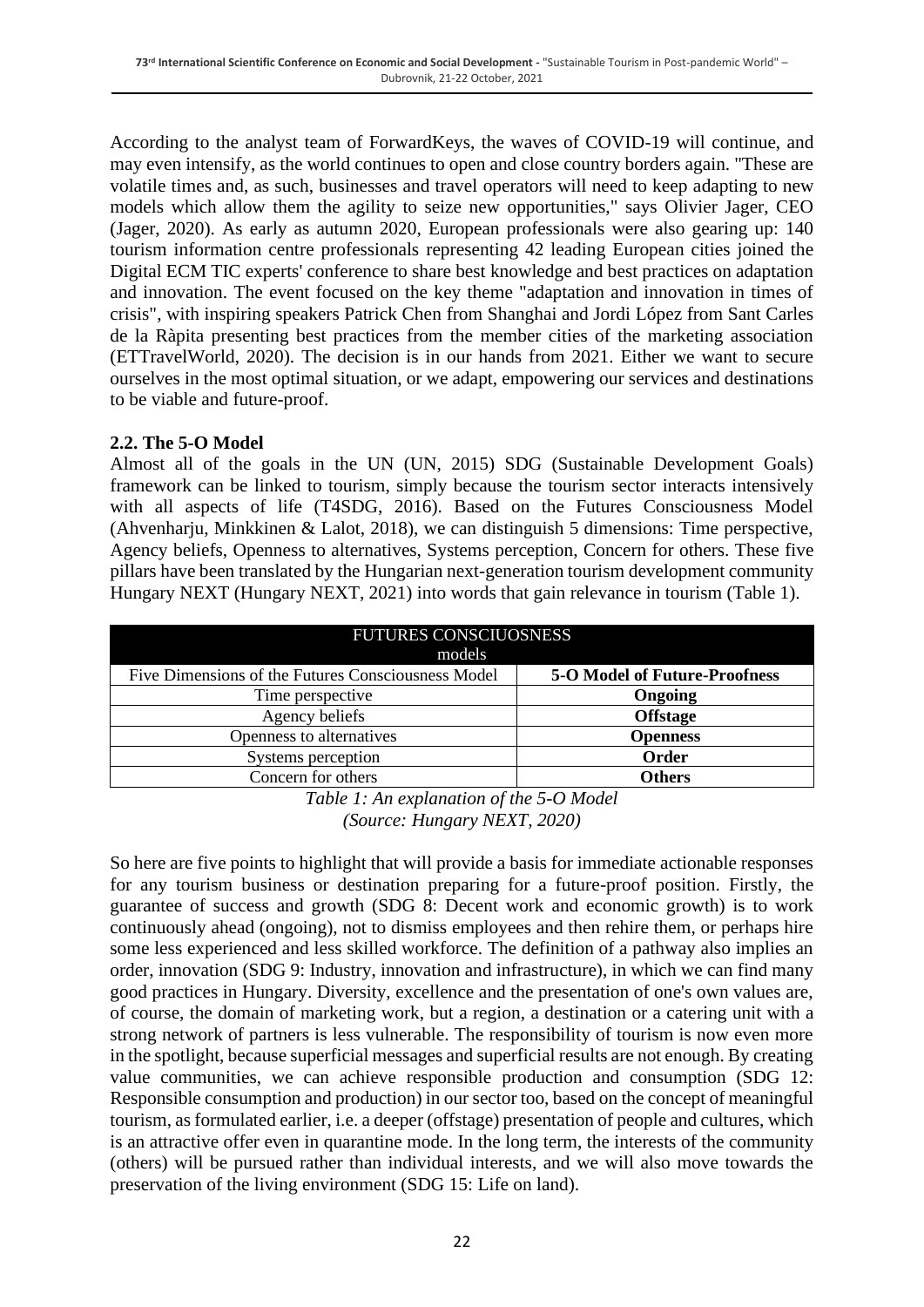According to the analyst team of ForwardKeys, the waves of COVID-19 will continue, and may even intensify, as the world continues to open and close country borders again. "These are volatile times and, as such, businesses and travel operators will need to keep adapting to new models which allow them the agility to seize new opportunities," says Olivier Jager, CEO (Jager, 2020). As early as autumn 2020, European professionals were also gearing up: 140 tourism information centre professionals representing 42 leading European cities joined the Digital ECM TIC experts' conference to share best knowledge and best practices on adaptation and innovation. The event focused on the key theme "adaptation and innovation in times of crisis", with inspiring speakers Patrick Chen from Shanghai and Jordi López from Sant Carles de la Ràpita presenting best practices from the member cities of the marketing association (ETTravelWorld, 2020). The decision is in our hands from 2021. Either we want to secure ourselves in the most optimal situation, or we adapt, empowering our services and destinations to be viable and future-proof.

### 2.2. The 5-O Model

Almost all of the goals in the UN (UN, 2015) SDG (Sustainable Development Goals) framework can be linked to tourism, simply because the tourism sector interacts intensively with all aspects of life (T4SDG, 2016). Based on the Futures Consciousness Model (Ahvenharju, Minkkinen & Lalot, 2018), we can distinguish 5 dimensions: Time perspective, Agency beliefs, Openness to alternatives, Systems perception, Concern for others. These five pillars have been translated by the Hungarian next-generation tourism development community Hungary NEXT (Hungary NEXT, 2021) into words that gain relevance in tourism (Table 1).

| FUTURES CONSCIUOSNESS models | |
|---|---|
| Five Dimensions of the Futures Consciousness Model | **5-O Model of Future-Proofness** |
| Time perspective | **Ongoing** |
| Agency beliefs | **Offstage** |
| Openness to alternatives | **Openness** |
| Systems perception | **Order** |
| Concern for others | **Others** |

*Table 1: An explanation of the 5-O Model*
*(Source: Hungary NEXT, 2020)*

So here are five points to highlight that will provide a basis for immediate actionable responses for any tourism business or destination preparing for a future-proof position. Firstly, the guarantee of success and growth (SDG 8: Decent work and economic growth) is to work continuously ahead (ongoing), not to dismiss employees and then rehire them, or perhaps hire some less experienced and less skilled workforce. The definition of a pathway also implies an order, innovation (SDG 9: Industry, innovation and infrastructure), in which we can find many good practices in Hungary. Diversity, excellence and the presentation of one's own values are, of course, the domain of marketing work, but a region, a destination or a catering unit with a strong network of partners is less vulnerable. The responsibility of tourism is now even more in the spotlight, because superficial messages and superficial results are not enough. By creating value communities, we can achieve responsible production and consumption (SDG 12: Responsible consumption and production) in our sector too, based on the concept of meaningful tourism, as formulated earlier, i.e. a deeper (offstage) presentation of people and cultures, which is an attractive offer even in quarantine mode. In the long term, the interests of the community (others) will be pursued rather than individual interests, and we will also move towards the preservation of the living environment (SDG 15: Life on land).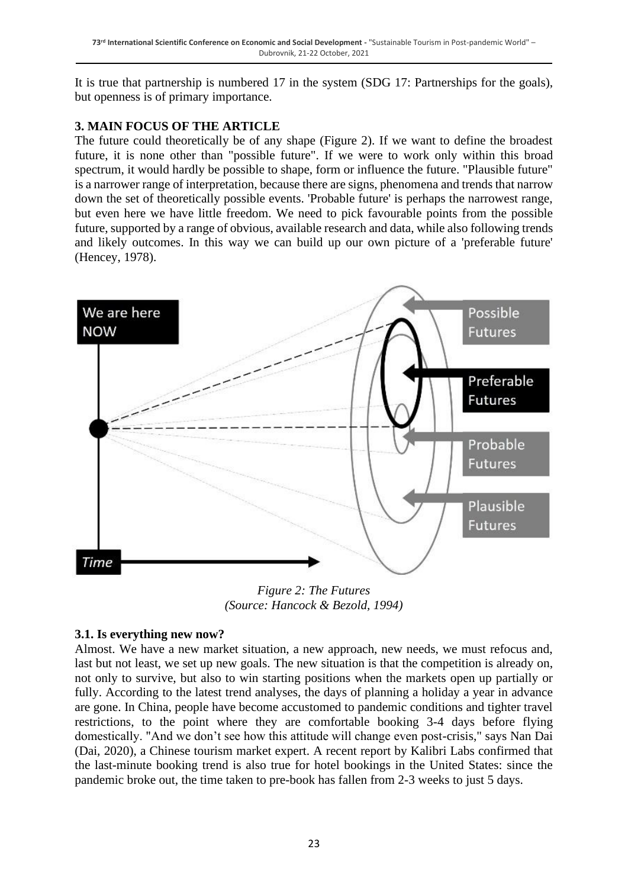It is true that partnership is numbered 17 in the system (SDG 17: Partnerships for the goals), but openness is of primary importance.

## 3. MAIN FOCUS OF THE ARTICLE

The future could theoretically be of any shape (Figure 2). If we want to define the broadest future, it is none other than "possible future". If we were to work only within this broad spectrum, it would hardly be possible to shape, form or influence the future. "Plausible future" is a narrower range of interpretation, because there are signs, phenomena and trends that narrow down the set of theoretically possible events. 'Probable future' is perhaps the narrowest range, but even here we have little freedom. We need to pick favourable points from the possible future, supported by a range of obvious, available research and data, while also following trends and likely outcomes. In this way we can build up our own picture of a 'preferable future' (Hencey, 1978).

*Figure 2: The Futures*
*(Source: Hancock & Bezold, 1994)*

### 3.1. Is everything new now?

Almost. We have a new market situation, a new approach, new needs, we must refocus and, last but not least, we set up new goals. The new situation is that the competition is already on, not only to survive, but also to win starting positions when the markets open up partially or fully. According to the latest trend analyses, the days of planning a holiday a year in advance are gone. In China, people have become accustomed to pandemic conditions and tighter travel restrictions, to the point where they are comfortable booking 3-4 days before flying domestically. "And we don't see how this attitude will change even post-crisis," says Nan Dai (Dai, 2020), a Chinese tourism market expert. A recent report by Kalibri Labs confirmed that the last-minute booking trend is also true for hotel bookings in the United States: since the pandemic broke out, the time taken to pre-book has fallen from 2-3 weeks to just 5 days.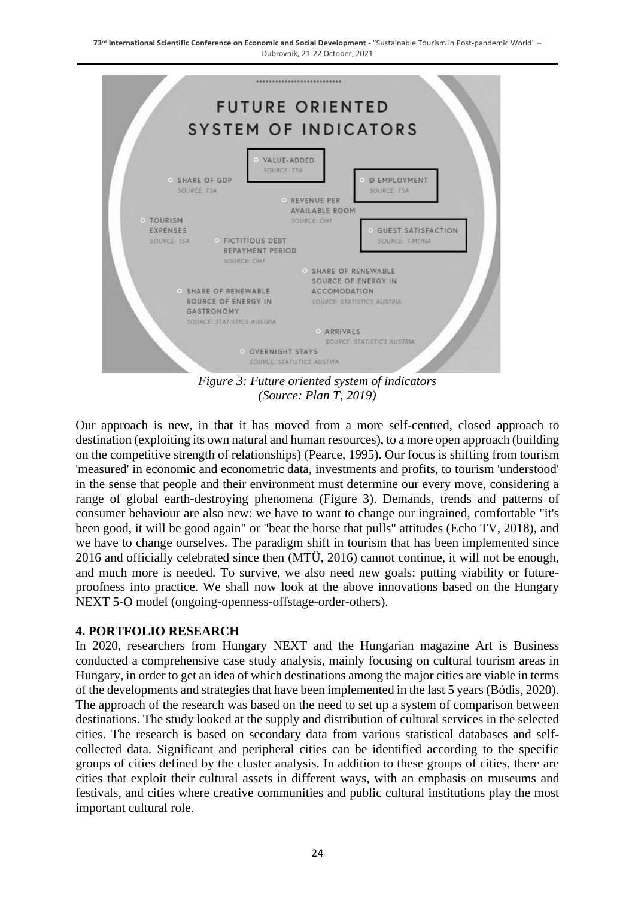**FUTURE ORIENTED SYSTEM OF INDICATORS**

- VALUE-ADDED – SOURCE: TSA
- SHARE OF GDP – SOURCE: TSA
- Ø EMPLOYMENT – SOURCE: TSA
- REVENUE PER AVAILABLE ROOM – SOURCE: ÖHT
- TOURISM EXPENSES – SOURCE: TSA
- GUEST SATISFACTION – SOURCE: T-MONA
- FICTITIOUS DEBT REPAYMENT PERIOD – SOURCE: ÖHT
- SHARE OF RENEWABLE SOURCE OF ENERGY IN ACCOMODATION – SOURCE: STATISTICS AUSTRIA
- SHARE OF RENEWABLE SOURCE OF ENERGY IN GASTRONOMY – SOURCE: STATISTICS AUSTRIA
- ARRIVALS – SOURCE: STATISTICS AUSTRIA
- OVERNIGHT STAYS – SOURCE: STATISTICS AUSTRIA

*Figure 3: Future oriented system of indicators*
*(Source: Plan T, 2019)*

Our approach is new, in that it has moved from a more self-centred, closed approach to destination (exploiting its own natural and human resources), to a more open approach (building on the competitive strength of relationships) (Pearce, 1995). Our focus is shifting from tourism 'measured' in economic and econometric data, investments and profits, to tourism 'understood' in the sense that people and their environment must determine our every move, considering a range of global earth-destroying phenomena (Figure 3). Demands, trends and patterns of consumer behaviour are also new: we have to want to change our ingrained, comfortable "it's been good, it will be good again" or "beat the horse that pulls" attitudes (Echo TV, 2018), and we have to change ourselves. The paradigm shift in tourism that has been implemented since 2016 and officially celebrated since then (MTÜ, 2016) cannot continue, it will not be enough, and much more is needed. To survive, we also need new goals: putting viability or future-proofness into practice. We shall now look at the above innovations based on the Hungary NEXT 5-O model (ongoing-openness-offstage-order-others).

## 4. PORTFOLIO RESEARCH

In 2020, researchers from Hungary NEXT and the Hungarian magazine Art is Business conducted a comprehensive case study analysis, mainly focusing on cultural tourism areas in Hungary, in order to get an idea of which destinations among the major cities are viable in terms of the developments and strategies that have been implemented in the last 5 years (Bódis, 2020). The approach of the research was based on the need to set up a system of comparison between destinations. The study looked at the supply and distribution of cultural services in the selected cities. The research is based on secondary data from various statistical databases and self-collected data. Significant and peripheral cities can be identified according to the specific groups of cities defined by the cluster analysis. In addition to these groups of cities, there are cities that exploit their cultural assets in different ways, with an emphasis on museums and festivals, and cities where creative communities and public cultural institutions play the most important cultural role.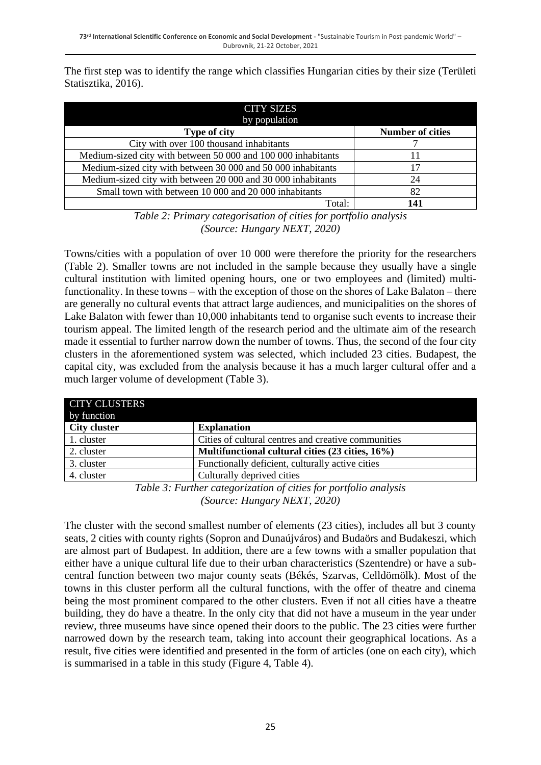The first step was to identify the range which classifies Hungarian cities by their size (Területi Statisztika, 2016).

| CITY SIZES by population | |
|---|---|
| **Type of city** | **Number of cities** |
| City with over 100 thousand inhabitants | 7 |
| Medium-sized city with between 50 000 and 100 000 inhabitants | 11 |
| Medium-sized city with between 30 000 and 50 000 inhabitants | 17 |
| Medium-sized city with between 20 000 and 30 000 inhabitants | 24 |
| Small town with between 10 000 and 20 000 inhabitants | 82 |
| Total: | **141** |

*Table 2: Primary categorisation of cities for portfolio analysis (Source: Hungary NEXT, 2020)*

Towns/cities with a population of over 10 000 were therefore the priority for the researchers (Table 2). Smaller towns are not included in the sample because they usually have a single cultural institution with limited opening hours, one or two employees and (limited) multi-functionality. In these towns – with the exception of those on the shores of Lake Balaton – there are generally no cultural events that attract large audiences, and municipalities on the shores of Lake Balaton with fewer than 10,000 inhabitants tend to organise such events to increase their tourism appeal. The limited length of the research period and the ultimate aim of the research made it essential to further narrow down the number of towns. Thus, the second of the four city clusters in the aforementioned system was selected, which included 23 cities. Budapest, the capital city, was excluded from the analysis because it has a much larger cultural offer and a much larger volume of development (Table 3).

| CITY CLUSTERS by function | |
|---|---|
| **City cluster** | **Explanation** |
| 1. cluster | Cities of cultural centres and creative communities |
| 2. cluster | **Multifunctional cultural cities (23 cities, 16%)** |
| 3. cluster | Functionally deficient, culturally active cities |
| 4. cluster | Culturally deprived cities |

*Table 3: Further categorization of cities for portfolio analysis (Source: Hungary NEXT, 2020)*

The cluster with the second smallest number of elements (23 cities), includes all but 3 county seats, 2 cities with county rights (Sopron and Dunaújváros) and Budaörs and Budakeszi, which are almost part of Budapest. In addition, there are a few towns with a smaller population that either have a unique cultural life due to their urban characteristics (Szentendre) or have a sub-central function between two major county seats (Békés, Szarvas, Celldömölk). Most of the towns in this cluster perform all the cultural functions, with the offer of theatre and cinema being the most prominent compared to the other clusters. Even if not all cities have a theatre building, they do have a theatre. In the only city that did not have a museum in the year under review, three museums have since opened their doors to the public. The 23 cities were further narrowed down by the research team, taking into account their geographical locations. As a result, five cities were identified and presented in the form of articles (one on each city), which is summarised in a table in this study (Figure 4, Table 4).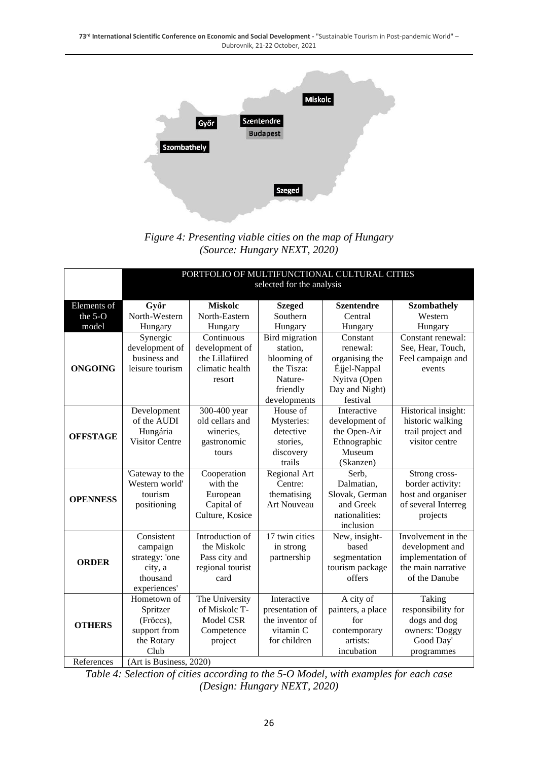*Figure 4: Presenting viable cities on the map of Hungary (Source: Hungary NEXT, 2020)*

| | PORTFOLIO OF MULTIFUNCTIONAL CULTURAL CITIES selected for the analysis | | | | |
|---|---|---|---|---|---|
| Elements of the 5-O model | **Győr** North-Western Hungary | **Miskolc** North-Eastern Hungary | **Szeged** Southern Hungary | **Szentendre** Central Hungary | **Szombathely** Western Hungary |
| **ONGOING** | Synergic development of business and leisure tourism | Continuous development of the Lillafüred climatic health resort | Bird migration station, blooming of the Tisza: Nature-friendly developments | Constant renewal: organising the Éjjel-Nappal Nyitva (Open Day and Night) festival | Constant renewal: See, Hear, Touch, Feel campaign and events |
| **OFFSTAGE** | Development of the AUDI Hungária Visitor Centre | 300-400 year old cellars and wineries, gastronomic tours | House of Mysteries: detective stories, discovery trails | Interactive development of the Open-Air Ethnographic Museum (Skanzen) | Historical insight: historic walking trail project and visitor centre |
| **OPENNESS** | 'Gateway to the Western world' tourism positioning | Cooperation with the European Capital of Culture, Kosice | Regional Art Centre: thematising Art Nouveau | Serb, Dalmatian, Slovak, German and Greek nationalities: inclusion | Strong cross-border activity: host and organiser of several Interreg projects |
| **ORDER** | Consistent campaign strategy: 'one city, a thousand experiences' | Introduction of the Miskolc Pass city and regional tourist card | 17 twin cities in strong partnership | New, insight-based segmentation tourism package offers | Involvement in the development and implementation of the main narrative of the Danube |
| **OTHERS** | Hometown of Spritzer (Fröccs), support from the Rotary Club | The University of Miskolc T-Model CSR Competence project | Interactive presentation of the inventor of vitamin C for children | A city of painters, a place for contemporary artists: incubation | Taking responsibility for dogs and dog owners: 'Doggy Good Day' programmes |
| References | (Art is Business, 2020) | | | | |

*Table 4: Selection of cities according to the 5-O Model, with examples for each case (Design: Hungary NEXT, 2020)*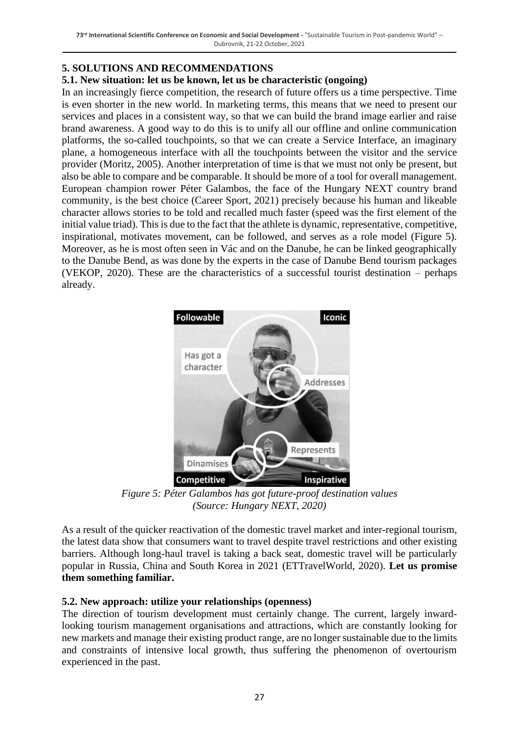## 5. SOLUTIONS AND RECOMMENDATIONS

### 5.1. New situation: let us be known, let us be characteristic (ongoing)

In an increasingly fierce competition, the research of future offers us a time perspective. Time is even shorter in the new world. In marketing terms, this means that we need to present our services and places in a consistent way, so that we can build the brand image earlier and raise brand awareness. A good way to do this is to unify all our offline and online communication platforms, the so-called touchpoints, so that we can create a Service Interface, an imaginary plane, a homogeneous interface with all the touchpoints between the visitor and the service provider (Moritz, 2005). Another interpretation of time is that we must not only be present, but also be able to compare and be comparable. It should be more of a tool for overall management. European champion rower Péter Galambos, the face of the Hungary NEXT country brand community, is the best choice (Career Sport, 2021) precisely because his human and likeable character allows stories to be told and recalled much faster (speed was the first element of the initial value triad). This is due to the fact that the athlete is dynamic, representative, competitive, inspirational, motivates movement, can be followed, and serves as a role model (Figure 5). Moreover, as he is most often seen in Vác and on the Danube, he can be linked geographically to the Danube Bend, as was done by the experts in the case of Danube Bend tourism packages (VEKOP, 2020). These are the characteristics of a successful tourist destination – perhaps already.

*Figure 5: Péter Galambos has got future-proof destination values*
*(Source: Hungary NEXT, 2020)*

As a result of the quicker reactivation of the domestic travel market and inter-regional tourism, the latest data show that consumers want to travel despite travel restrictions and other existing barriers. Although long-haul travel is taking a back seat, domestic travel will be particularly popular in Russia, China and South Korea in 2021 (ETTravelWorld, 2020). **Let us promise them something familiar.**

### 5.2. New approach: utilize your relationships (openness)

The direction of tourism development must certainly change. The current, largely inward-looking tourism management organisations and attractions, which are constantly looking for new markets and manage their existing product range, are no longer sustainable due to the limits and constraints of intensive local growth, thus suffering the phenomenon of overtourism experienced in the past.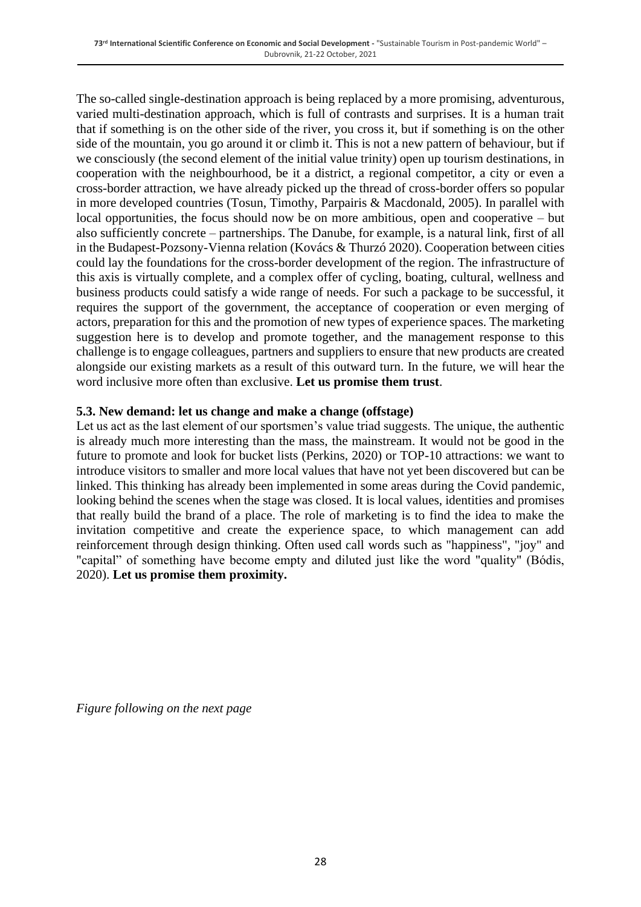The so-called single-destination approach is being replaced by a more promising, adventurous, varied multi-destination approach, which is full of contrasts and surprises. It is a human trait that if something is on the other side of the river, you cross it, but if something is on the other side of the mountain, you go around it or climb it. This is not a new pattern of behaviour, but if we consciously (the second element of the initial value trinity) open up tourism destinations, in cooperation with the neighbourhood, be it a district, a regional competitor, a city or even a cross-border attraction, we have already picked up the thread of cross-border offers so popular in more developed countries (Tosun, Timothy, Parpairis & Macdonald, 2005). In parallel with local opportunities, the focus should now be on more ambitious, open and cooperative – but also sufficiently concrete – partnerships. The Danube, for example, is a natural link, first of all in the Budapest-Pozsony-Vienna relation (Kovács & Thurzó 2020). Cooperation between cities could lay the foundations for the cross-border development of the region. The infrastructure of this axis is virtually complete, and a complex offer of cycling, boating, cultural, wellness and business products could satisfy a wide range of needs. For such a package to be successful, it requires the support of the government, the acceptance of cooperation or even merging of actors, preparation for this and the promotion of new types of experience spaces. The marketing suggestion here is to develop and promote together, and the management response to this challenge is to engage colleagues, partners and suppliers to ensure that new products are created alongside our existing markets as a result of this outward turn. In the future, we will hear the word inclusive more often than exclusive. **Let us promise them trust**.

### 5.3. New demand: let us change and make a change (offstage)

Let us act as the last element of our sportsmen's value triad suggests. The unique, the authentic is already much more interesting than the mass, the mainstream. It would not be good in the future to promote and look for bucket lists (Perkins, 2020) or TOP-10 attractions: we want to introduce visitors to smaller and more local values that have not yet been discovered but can be linked. This thinking has already been implemented in some areas during the Covid pandemic, looking behind the scenes when the stage was closed. It is local values, identities and promises that really build the brand of a place. The role of marketing is to find the idea to make the invitation competitive and create the experience space, to which management can add reinforcement through design thinking. Often used call words such as "happiness", "joy" and "capital" of something have become empty and diluted just like the word "quality" (Bódis, 2020). **Let us promise them proximity.**

*Figure following on the next page*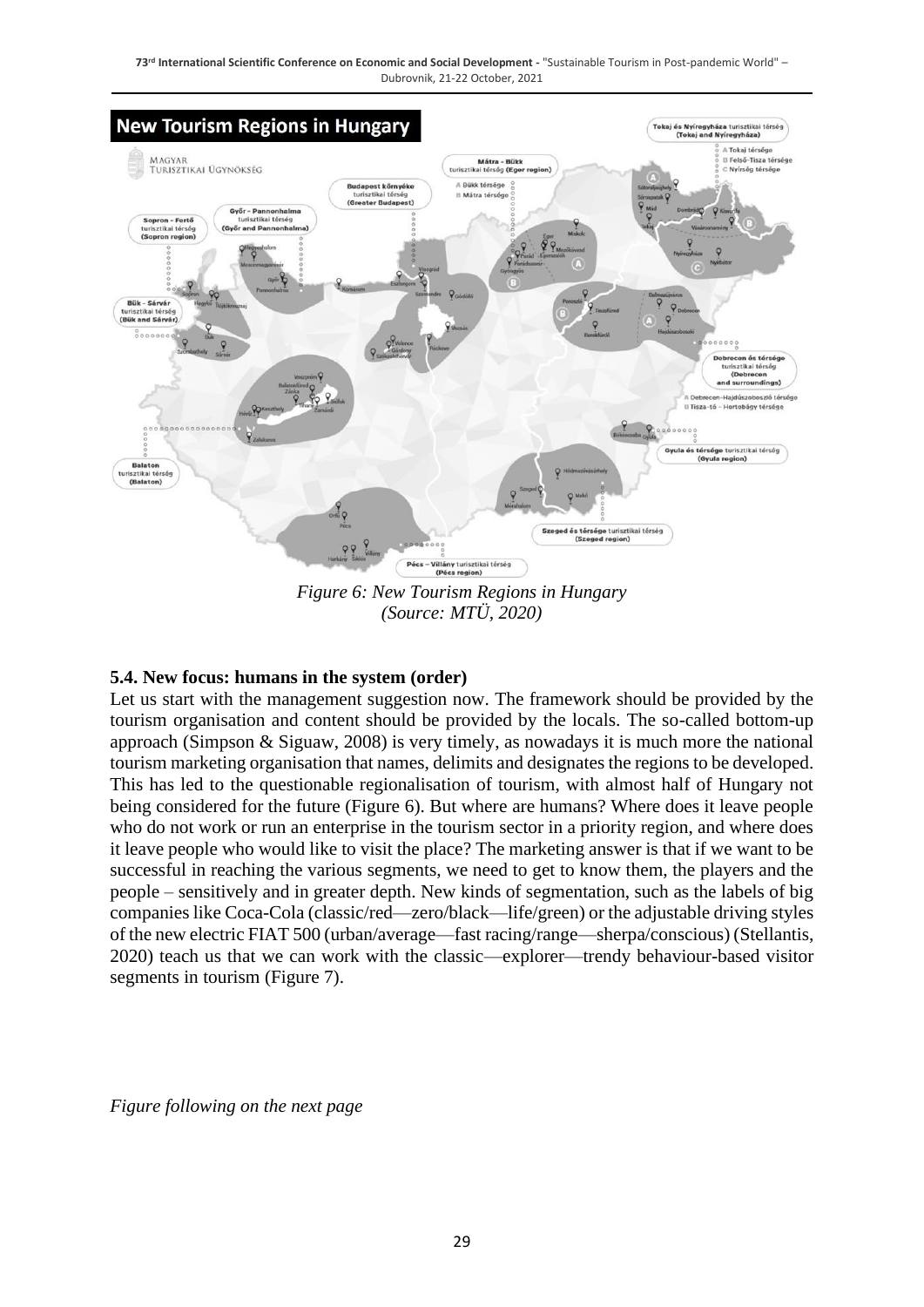*Figure 6: New Tourism Regions in Hungary*
*(Source: MTÜ, 2020)*

### 5.4. New focus: humans in the system (order)

Let us start with the management suggestion now. The framework should be provided by the tourism organisation and content should be provided by the locals. The so-called bottom-up approach (Simpson & Siguaw, 2008) is very timely, as nowadays it is much more the national tourism marketing organisation that names, delimits and designates the regions to be developed. This has led to the questionable regionalisation of tourism, with almost half of Hungary not being considered for the future (Figure 6). But where are humans? Where does it leave people who do not work or run an enterprise in the tourism sector in a priority region, and where does it leave people who would like to visit the place? The marketing answer is that if we want to be successful in reaching the various segments, we need to get to know them, the players and the people – sensitively and in greater depth. New kinds of segmentation, such as the labels of big companies like Coca-Cola (classic/red—zero/black—life/green) or the adjustable driving styles of the new electric FIAT 500 (urban/average—fast racing/range—sherpa/conscious) (Stellantis, 2020) teach us that we can work with the classic—explorer—trendy behaviour-based visitor segments in tourism (Figure 7).

*Figure following on the next page*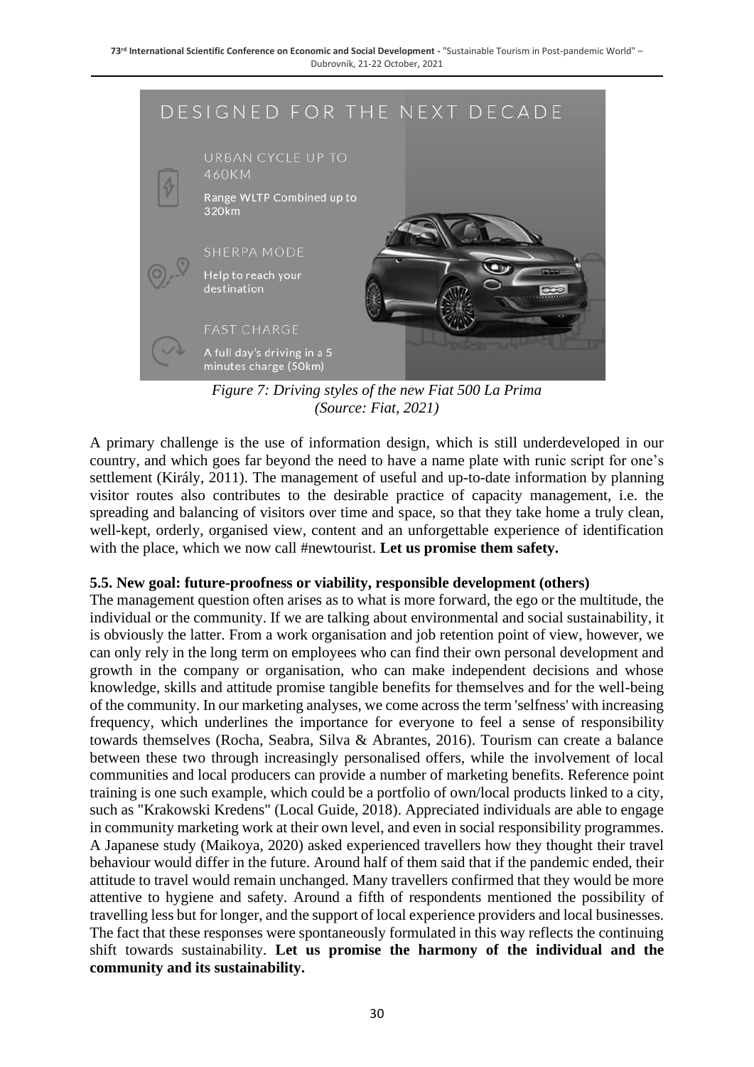DESIGNED FOR THE NEXT DECADE

URBAN CYCLE UP TO 460KM

Range WLTP Combined up to 320km

SHERPA MODE

Help to reach your destination

FAST CHARGE

A full day's driving in a 5 minutes charge (50km)

*Figure 7: Driving styles of the new Fiat 500 La Prima*
*(Source: Fiat, 2021)*

A primary challenge is the use of information design, which is still underdeveloped in our country, and which goes far beyond the need to have a name plate with runic script for one's settlement (Király, 2011). The management of useful and up-to-date information by planning visitor routes also contributes to the desirable practice of capacity management, i.e. the spreading and balancing of visitors over time and space, so that they take home a truly clean, well-kept, orderly, organised view, content and an unforgettable experience of identification with the place, which we now call #newtourist. **Let us promise them safety.**

### 5.5. New goal: future-proofness or viability, responsible development (others)

The management question often arises as to what is more forward, the ego or the multitude, the individual or the community. If we are talking about environmental and social sustainability, it is obviously the latter. From a work organisation and job retention point of view, however, we can only rely in the long term on employees who can find their own personal development and growth in the company or organisation, who can make independent decisions and whose knowledge, skills and attitude promise tangible benefits for themselves and for the well-being of the community. In our marketing analyses, we come across the term 'selfness' with increasing frequency, which underlines the importance for everyone to feel a sense of responsibility towards themselves (Rocha, Seabra, Silva & Abrantes, 2016). Tourism can create a balance between these two through increasingly personalised offers, while the involvement of local communities and local producers can provide a number of marketing benefits. Reference point training is one such example, which could be a portfolio of own/local products linked to a city, such as "Krakowski Kredens" (Local Guide, 2018). Appreciated individuals are able to engage in community marketing work at their own level, and even in social responsibility programmes. A Japanese study (Maikoya, 2020) asked experienced travellers how they thought their travel behaviour would differ in the future. Around half of them said that if the pandemic ended, their attitude to travel would remain unchanged. Many travellers confirmed that they would be more attentive to hygiene and safety. Around a fifth of respondents mentioned the possibility of travelling less but for longer, and the support of local experience providers and local businesses. The fact that these responses were spontaneously formulated in this way reflects the continuing shift towards sustainability. **Let us promise the harmony of the individual and the community and its sustainability.**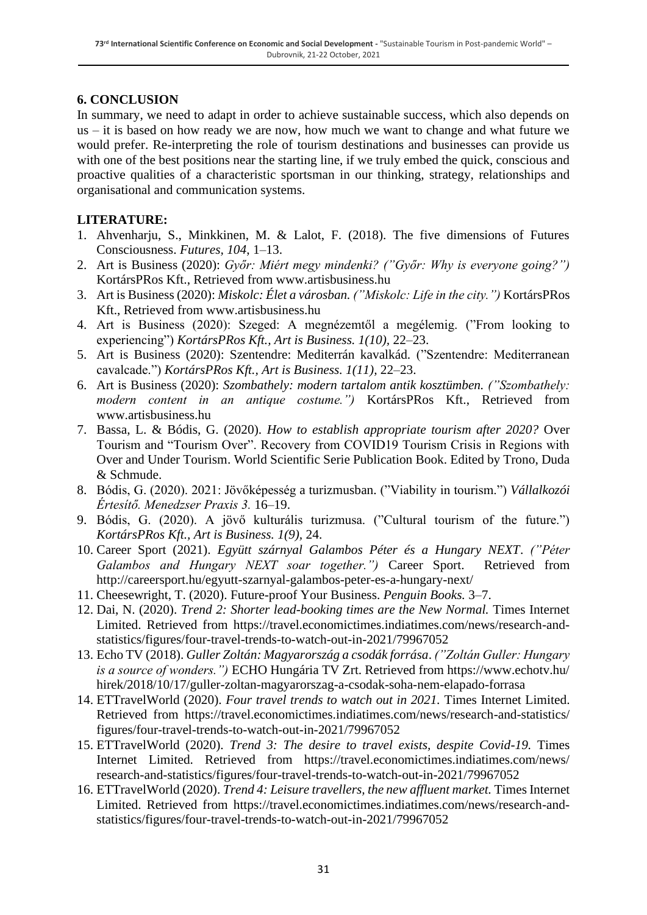## 6. CONCLUSION

In summary, we need to adapt in order to achieve sustainable success, which also depends on us – it is based on how ready we are now, how much we want to change and what future we would prefer. Re-interpreting the role of tourism destinations and businesses can provide us with one of the best positions near the starting line, if we truly embed the quick, conscious and proactive qualities of a characteristic sportsman in our thinking, strategy, relationships and organisational and communication systems.

## LITERATURE:

1. Ahvenharju, S., Minkkinen, M. & Lalot, F. (2018). The five dimensions of Futures Consciousness. *Futures, 104*, 1–13.
2. Art is Business (2020): *Győr: Miért megy mindenki? ("Győr: Why is everyone going?")* KortársPRos Kft., Retrieved from www.artisbusiness.hu
3. Art is Business (2020): *Miskolc: Élet a városban. ("Miskolc: Life in the city.")* KortársPRos Kft., Retrieved from www.artisbusiness.hu
4. Art is Business (2020): Szeged: A megnézemtől a megélemig. ("From looking to experiencing") *KortársPRos Kft., Art is Business. 1(10)*, 22–23.
5. Art is Business (2020): Szentendre: Mediterrán kavalkád. ("Szentendre: Mediterranean cavalcade.") *KortársPRos Kft., Art is Business. 1(11)*, 22–23.
6. Art is Business (2020): *Szombathely: modern tartalom antik kosztümben. ("Szombathely: modern content in an antique costume.")* KortársPRos Kft., Retrieved from www.artisbusiness.hu
7. Bassa, L. & Bódis, G. (2020). *How to establish appropriate tourism after 2020?* Over Tourism and "Tourism Over". Recovery from COVID19 Tourism Crisis in Regions with Over and Under Tourism. World Scientific Serie Publication Book. Edited by Trono, Duda & Schmude.
8. Bódis, G. (2020). 2021: Jövőképesség a turizmusban. ("Viability in tourism.") *Vállalkozói Értesítő. Menedzser Praxis 3.* 16–19.
9. Bódis, G. (2020). A jövő kulturális turizmusa. ("Cultural tourism of the future.") *KortársPRos Kft., Art is Business. 1(9)*, 24.
10. Career Sport (2021). *Együtt szárnyal Galambos Péter és a Hungary NEXT. ("Péter Galambos and Hungary NEXT soar together.")* Career Sport. Retrieved from http://careersport.hu/egyutt-szarnyal-galambos-peter-es-a-hungary-next/
11. Cheesewright, T. (2020). Future-proof Your Business. *Penguin Books.* 3–7.
12. Dai, N. (2020). *Trend 2: Shorter lead-booking times are the New Normal.* Times Internet Limited. Retrieved from https://travel.economictimes.indiatimes.com/news/research-and-statistics/figures/four-travel-trends-to-watch-out-in-2021/79967052
13. Echo TV (2018). *Guller Zoltán: Magyarország a csodák forrása. ("Zoltán Guller: Hungary is a source of wonders.")* ECHO Hungária TV Zrt. Retrieved from https://www.echotv.hu/hirek/2018/10/17/guller-zoltan-magyarorszag-a-csodak-soha-nem-elapado-forrasa
14. ETTravelWorld (2020). *Four travel trends to watch out in 2021.* Times Internet Limited. Retrieved from https://travel.economictimes.indiatimes.com/news/research-and-statistics/figures/four-travel-trends-to-watch-out-in-2021/79967052
15. ETTravelWorld (2020). *Trend 3: The desire to travel exists, despite Covid-19.* Times Internet Limited. Retrieved from https://travel.economictimes.indiatimes.com/news/research-and-statistics/figures/four-travel-trends-to-watch-out-in-2021/79967052
16. ETTravelWorld (2020). *Trend 4: Leisure travellers, the new affluent market.* Times Internet Limited. Retrieved from https://travel.economictimes.indiatimes.com/news/research-and-statistics/figures/four-travel-trends-to-watch-out-in-2021/79967052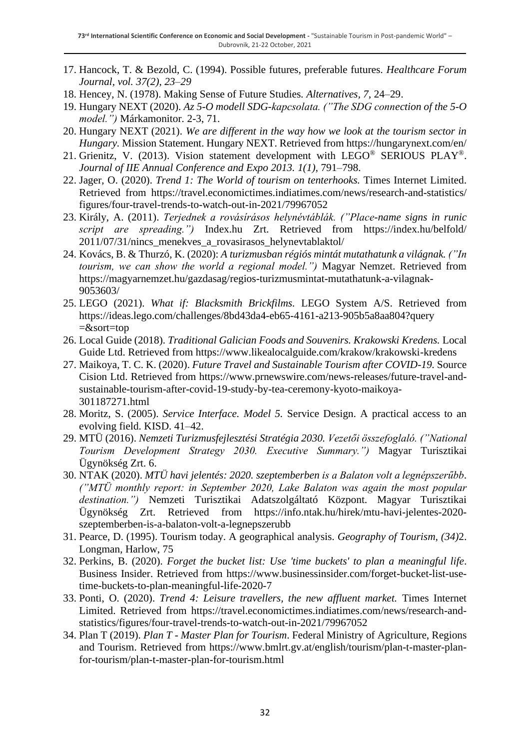17. Hancock, T. & Bezold, C. (1994). Possible futures, preferable futures. *Healthcare Forum Journal, vol. 37(2), 23–29*
18. Hencey, N. (1978). Making Sense of Future Studies. *Alternatives, 7,* 24–29.
19. Hungary NEXT (2020). *Az 5-O modell SDG-kapcsolata. ("The SDG connection of the 5-O model.")* Márkamonitor. 2-3, 71.
20. Hungary NEXT (2021). *We are different in the way how we look at the tourism sector in Hungary.* Mission Statement. Hungary NEXT. Retrieved from https://hungarynext.com/en/
21. Grienitz, V. (2013). Vision statement development with LEGO® SERIOUS PLAY®. *Journal of IIE Annual Conference and Expo 2013. 1(1),* 791–798.
22. Jager, O. (2020). *Trend 1: The World of tourism on tenterhooks.* Times Internet Limited. Retrieved from https://travel.economictimes.indiatimes.com/news/research-and-statistics/figures/four-travel-trends-to-watch-out-in-2021/79967052
23. Király, A. (2011). *Terjednek a rovásírásos helynévtáblák. ("Place-name signs in runic script are spreading.")* Index.hu Zrt. Retrieved from https://index.hu/belfold/2011/07/31/nincs_menekves_a_rovasirasos_helynevtablaktol/
24. Kovács, B. & Thurzó, K. (2020): *A turizmusban régiós mintát mutathatunk a világnak. ("In tourism, we can show the world a regional model.")* Magyar Nemzet. Retrieved from https://magyarnemzet.hu/gazdasag/regios-turizmusmintat-mutathatunk-a-vilagnak-9053603/
25. LEGO (2021). *What if: Blacksmith Brickfilms.* LEGO System A/S. Retrieved from https://ideas.lego.com/challenges/8bd43da4-eb65-4161-a213-905b5a8aa804?query=&sort=top
26. Local Guide (2018). *Traditional Galician Foods and Souvenirs. Krakowski Kredens.* Local Guide Ltd. Retrieved from https://www.likealocalguide.com/krakow/krakowski-kredens
27. Maikoya, T. C. K. (2020). *Future Travel and Sustainable Tourism after COVID-19.* Source Cision Ltd. Retrieved from https://www.prnewswire.com/news-releases/future-travel-and-sustainable-tourism-after-covid-19-study-by-tea-ceremony-kyoto-maikoya-301187271.html
28. Moritz, S. (2005). *Service Interface. Model 5.* Service Design. A practical access to an evolving field. KISD. 41–42.
29. MTÜ (2016). *Nemzeti Turizmusfejlesztési Stratégia 2030. Vezetői összefoglaló. ("National Tourism Development Strategy 2030. Executive Summary.")* Magyar Turisztikai Ügynökség Zrt. 6.
30. NTAK (2020). *MTÜ havi jelentés: 2020. szeptemberben is a Balaton volt a legnépszerűbb. ("MTÜ monthly report: in September 2020, Lake Balaton was again the most popular destination.")* Nemzeti Turisztikai Adatszolgáltató Központ. Magyar Turisztikai Ügynökség Zrt. Retrieved from https://info.ntak.hu/hirek/mtu-havi-jelentes-2020-szeptemberben-is-a-balaton-volt-a-legnepszerubb
31. Pearce, D. (1995). Tourism today. A geographical analysis. *Geography of Tourism, (34)*2. Longman, Harlow, 75
32. Perkins, B. (2020). *Forget the bucket list: Use 'time buckets' to plan a meaningful life*. Business Insider. Retrieved from https://www.businessinsider.com/forget-bucket-list-use-time-buckets-to-plan-meaningful-life-2020-7
33. Ponti, O. (2020). *Trend 4: Leisure travellers, the new affluent market.* Times Internet Limited. Retrieved from https://travel.economictimes.indiatimes.com/news/research-and-statistics/figures/four-travel-trends-to-watch-out-in-2021/79967052
34. Plan T (2019). *Plan T - Master Plan for Tourism*. Federal Ministry of Agriculture, Regions and Tourism. Retrieved from https://www.bmlrt.gv.at/english/tourism/plan-t-master-plan-for-tourism/plan-t-master-plan-for-tourism.html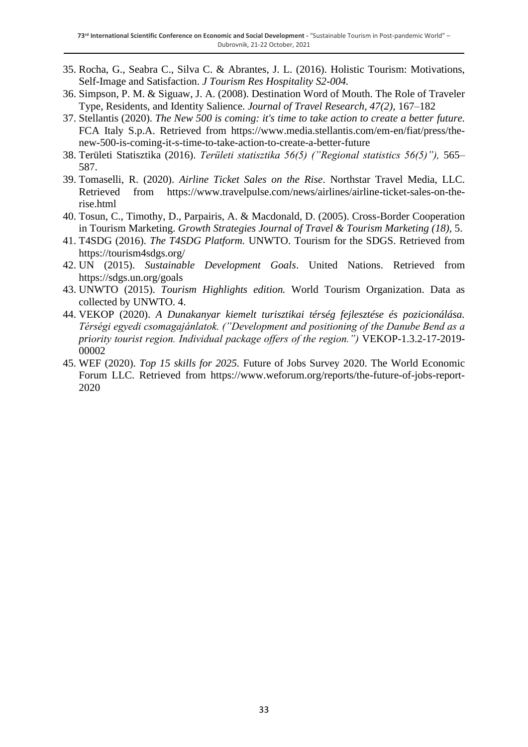35. Rocha, G., Seabra C., Silva C. & Abrantes, J. L. (2016). Holistic Tourism: Motivations, Self-Image and Satisfaction. *J Tourism Res Hospitality S2-004.*
36. Simpson, P. M. & Siguaw, J. A. (2008). Destination Word of Mouth. The Role of Traveler Type, Residents, and Identity Salience. *Journal of Travel Research, 47(2),* 167–182
37. Stellantis (2020). *The New 500 is coming: it's time to take action to create a better future.* FCA Italy S.p.A. Retrieved from https://www.media.stellantis.com/em-en/fiat/press/the-new-500-is-coming-it-s-time-to-take-action-to-create-a-better-future
38. Területi Statisztika (2016). *Területi statisztika 56(5) ("Regional statistics 56(5)"),* 565–587.
39. Tomaselli, R. (2020). *Airline Ticket Sales on the Rise*. Northstar Travel Media, LLC. Retrieved from https://www.travelpulse.com/news/airlines/airline-ticket-sales-on-the-rise.html
40. Tosun, C., Timothy, D., Parpairis, A. & Macdonald, D. (2005). Cross-Border Cooperation in Tourism Marketing. *Growth Strategies Journal of Travel & Tourism Marketing (18),* 5.
41. T4SDG (2016). *The T4SDG Platform.* UNWTO. Tourism for the SDGS. Retrieved from https://tourism4sdgs.org/
42. UN (2015). *Sustainable Development Goals*. United Nations. Retrieved from https://sdgs.un.org/goals
43. UNWTO (2015). *Tourism Highlights edition.* World Tourism Organization. Data as collected by UNWTO. 4.
44. VEKOP (2020). *A Dunakanyar kiemelt turisztikai térség fejlesztése és pozicionálása. Térségi egyedi csomagajánlatok. ("Development and positioning of the Danube Bend as a priority tourist region. Individual package offers of the region.")* VEKOP-1.3.2-17-2019-00002
45. WEF (2020). *Top 15 skills for 2025.* Future of Jobs Survey 2020. The World Economic Forum LLC. Retrieved from https://www.weforum.org/reports/the-future-of-jobs-report-2020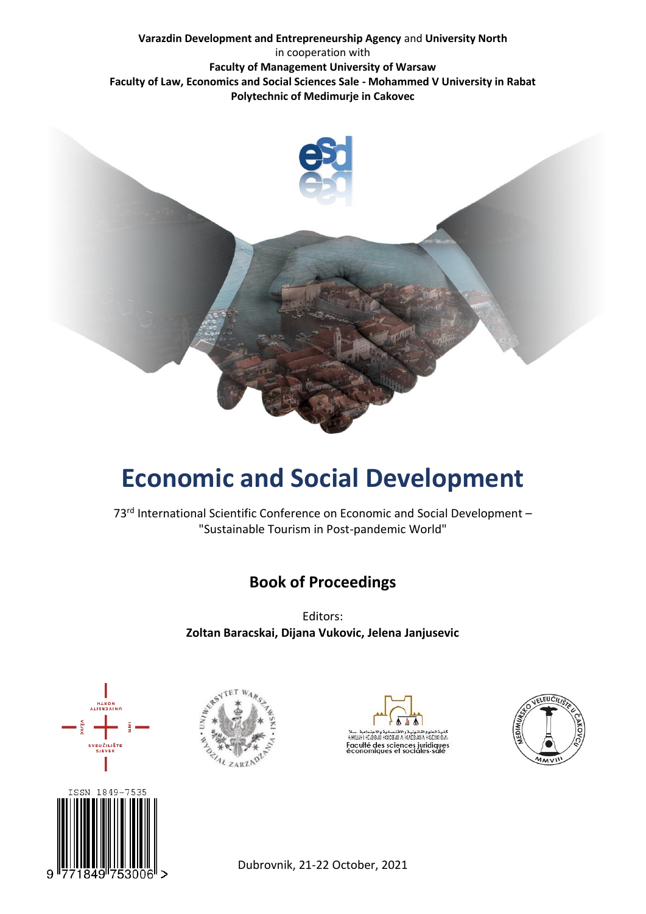**Varazdin Development and Entrepreneurship Agency** and **University North**
in cooperation with
**Faculty of Management University of Warsaw**
**Faculty of Law, Economics and Social Sciences Sale - Mohammed V University in Rabat**
**Polytechnic of Medimurje in Cakovec**

# Economic and Social Development

73rd International Scientific Conference on Economic and Social Development – "Sustainable Tourism in Post-pandemic World"

## Book of Proceedings

Editors:
**Zoltan Baracskai, Dijana Vukovic, Jelena Janjusevic**

ISSN 1849-7535

Dubrovnik, 21-22 October, 2021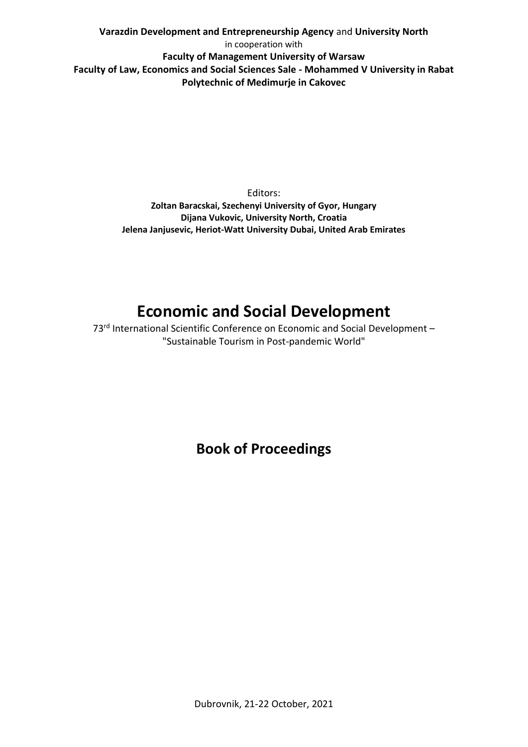**Varazdin Development and Entrepreneurship Agency** and **University North**
in cooperation with
**Faculty of Management University of Warsaw**
**Faculty of Law, Economics and Social Sciences Sale - Mohammed V University in Rabat**
**Polytechnic of Medimurje in Cakovec**

Editors:
**Zoltan Baracskai, Szechenyi University of Gyor, Hungary**
**Dijana Vukovic, University North, Croatia**
**Jelena Janjusevic, Heriot-Watt University Dubai, United Arab Emirates**

# Economic and Social Development

73rd International Scientific Conference on Economic and Social Development – "Sustainable Tourism in Post-pandemic World"

## Book of Proceedings

Dubrovnik, 21-22 October, 2021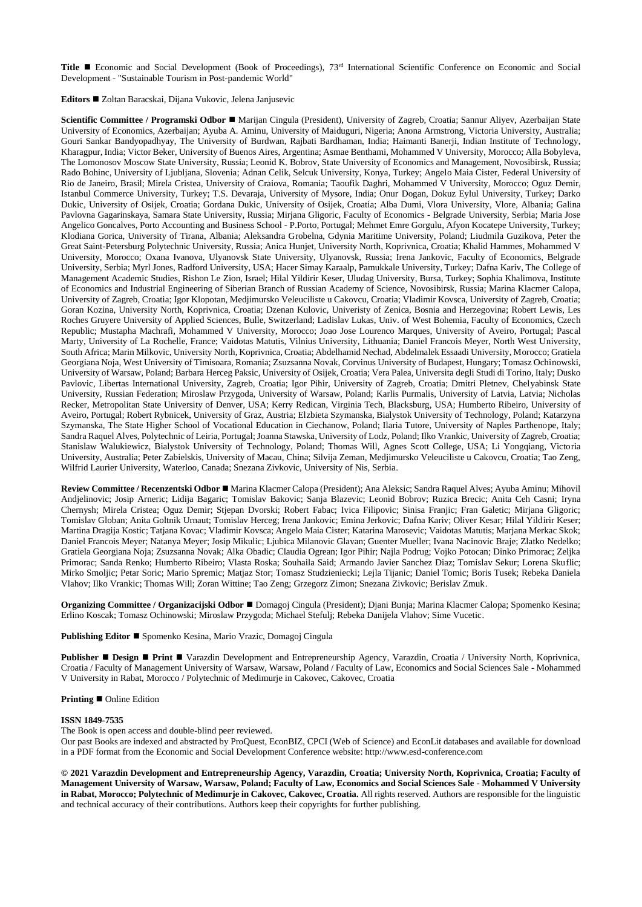**Title** ■ Economic and Social Development (Book of Proceedings), 73rd International Scientific Conference on Economic and Social Development - "Sustainable Tourism in Post-pandemic World"

**Editors** ■ Zoltan Baracskai, Dijana Vukovic, Jelena Janjusevic

**Scientific Committee / Programski Odbor** ■ Marijan Cingula (President), University of Zagreb, Croatia; Sannur Aliyev, Azerbaijan State University of Economics, Azerbaijan; Ayuba A. Aminu, University of Maiduguri, Nigeria; Anona Armstrong, Victoria University, Australia; Gouri Sankar Bandyopadhyay, The University of Burdwan, Rajbati Bardhaman, India; Haimanti Banerji, Indian Institute of Technology, Kharagpur, India; Victor Beker, University of Buenos Aires, Argentina; Asmae Benthami, Mohammed V University, Morocco; Alla Bobyleva, The Lomonosov Moscow State University, Russia; Leonid K. Bobrov, State University of Economics and Management, Novosibirsk, Russia; Rado Bohinc, University of Ljubljana, Slovenia; Adnan Celik, Selcuk University, Konya, Turkey; Angelo Maia Cister, Federal University of Rio de Janeiro, Brasil; Mirela Cristea, University of Craiova, Romania; Taoufik Daghri, Mohammed V University, Morocco; Oguz Demir, Istanbul Commerce University, Turkey; T.S. Devaraja, University of Mysore, India; Onur Dogan, Dokuz Eylul University, Turkey; Darko Dukic, University of Osijek, Croatia; Gordana Dukic, University of Osijek, Croatia; Alba Dumi, Vlora University, Vlore, Albania; Galina Pavlovna Gagarinskaya, Samara State University, Russia; Mirjana Gligoric, Faculty of Economics - Belgrade University, Serbia; Maria Jose Angelico Goncalves, Porto Accounting and Business School - P.Porto, Portugal; Mehmet Emre Gorgulu, Afyon Kocatepe University, Turkey; Klodiana Gorica, University of Tirana, Albania; Aleksandra Grobelna, Gdynia Maritime University, Poland; Liudmila Guzikova, Peter the Great Saint-Petersburg Polytechnic University, Russia; Anica Hunjet, University North, Koprivnica, Croatia; Khalid Hammes, Mohammed V University, Morocco; Oxana Ivanova, Ulyanovsk State University, Ulyanovsk, Russia; Irena Jankovic, Faculty of Economics, Belgrade University, Serbia; Myrl Jones, Radford University, USA; Hacer Simay Karaalp, Pamukkale University, Turkey; Dafna Kariv, The College of Management Academic Studies, Rishon Le Zion, Israel; Hilal Yildirir Keser, Uludag University, Bursa, Turkey; Sophia Khalimova, Institute of Economics and Industrial Engineering of Siberian Branch of Russian Academy of Science, Novosibirsk, Russia; Marina Klacmer Calopa, University of Zagreb, Croatia; Igor Klopotan, Medjimursko Veleuciliste u Cakovcu, Croatia; Vladimir Kovsca, University of Zagreb, Croatia; Goran Kozina, University North, Koprivnica, Croatia; Dzenan Kulovic, Univeristy of Zenica, Bosnia and Herzegovina; Robert Lewis, Les Roches Gruyere University of Applied Sciences, Bulle, Switzerland; Ladislav Lukas, Univ. of West Bohemia, Faculty of Economics, Czech Republic; Mustapha Machrafi, Mohammed V University, Morocco; Joao Jose Lourenco Marques, University of Aveiro, Portugal; Pascal Marty, University of La Rochelle, France; Vaidotas Matutis, Vilnius University, Lithuania; Daniel Francois Meyer, North West University, South Africa; Marin Milkovic, University North, Koprivnica, Croatia; Abdelhamid Nechad, Abdelmalek Essaadi University, Morocco; Gratiela Georgiana Noja, West University of Timisoara, Romania; Zsuzsanna Novak, Corvinus University of Budapest, Hungary; Tomasz Ochinowski, University of Warsaw, Poland; Barbara Herceg Paksic, University of Osijek, Croatia; Vera Palea, Universita degli Studi di Torino, Italy; Dusko Pavlovic, Libertas International University, Zagreb, Croatia; Igor Pihir, University of Zagreb, Croatia; Dmitri Pletnev, Chelyabinsk State University, Russian Federation; Miroslaw Przygoda, University of Warsaw, Poland; Karlis Purmalis, University of Latvia, Latvia; Nicholas Recker, Metropolitan State University of Denver, USA; Kerry Redican, Virginia Tech, Blacksburg, USA; Humberto Ribeiro, University of Aveiro, Portugal; Robert Rybnicek, University of Graz, Austria; Elzbieta Szymanska, Bialystok University of Technology, Poland; Katarzyna Szymanska, The State Higher School of Vocational Education in Ciechanow, Poland; Ilaria Tutore, University of Naples Parthenope, Italy; Sandra Raquel Alves, Polytechnic of Leiria, Portugal; Joanna Stawska, University of Lodz, Poland; Ilko Vrankic, University of Zagreb, Croatia; Stanislaw Walukiewicz, Bialystok University of Technology, Poland; Thomas Will, Agnes Scott College, USA; Li Yongqiang, Victoria University, Australia; Peter Zabielskis, University of Macau, China; Silvija Zeman, Medjimursko Veleuciliste u Cakovcu, Croatia; Tao Zeng, Wilfrid Laurier University, Waterloo, Canada; Snezana Zivkovic, University of Nis, Serbia.

**Review Committee / Recenzentski Odbor** ■ Marina Klacmer Calopa (President); Ana Aleksic; Sandra Raquel Alves; Ayuba Aminu; Mihovil Andjelinovic; Josip Arneric; Lidija Bagaric; Tomislav Bakovic; Sanja Blazevic; Leonid Bobrov; Ruzica Brecic; Anita Ceh Casni; Iryna Chernysh; Mirela Cristea; Oguz Demir; Stjepan Dvorski; Robert Fabac; Ivica Filipovic; Sinisa Franjic; Fran Galetic; Mirjana Gligoric; Tomislav Globan; Anita Goltnik Urnaut; Tomislav Herceg; Irena Jankovic; Emina Jerkovic; Dafna Kariv; Oliver Kesar; Hilal Yildirir Keser; Martina Dragija Kostic; Tatjana Kovac; Vladimir Kovsca; Angelo Maia Cister; Katarina Marosevic; Vaidotas Matutis; Marjana Merkac Skok; Daniel Francois Meyer; Natanya Meyer; Josip Mikulic; Ljubica Milanovic Glavan; Guenter Mueller; Ivana Nacinovic Braje; Zlatko Nedelko; Gratiela Georgiana Noja; Zsuzsanna Novak; Alka Obadic; Claudia Ogrean; Igor Pihir; Najla Podrug; Vojko Potocan; Dinko Primorac; Zeljka Primorac; Sanda Renko; Humberto Ribeiro; Vlasta Roska; Souhaila Said; Armando Javier Sanchez Diaz; Tomislav Sekur; Lorena Skuflic; Mirko Smoljic; Petar Soric; Mario Spremic; Matjaz Stor; Tomasz Studzieniecki; Lejla Tijanic; Daniel Tomic; Boris Tusek; Rebeka Daniela Vlahov; Ilko Vrankic; Thomas Will; Zoran Wittine; Tao Zeng; Grzegorz Zimon; Snezana Zivkovic; Berislav Zmuk.

**Organizing Committee / Organizacijski Odbor** ■ Domagoj Cingula (President); Djani Bunja; Marina Klacmer Calopa; Spomenko Kesina; Erlino Koscak; Tomasz Ochinowski; Miroslaw Przygoda; Michael Stefulj; Rebeka Danijela Vlahov; Sime Vucetic.

**Publishing Editor** ■ Spomenko Kesina, Mario Vrazic, Domagoj Cingula

**Publisher** ■ **Design** ■ **Print** ■ Varazdin Development and Entrepreneurship Agency, Varazdin, Croatia / University North, Koprivnica, Croatia / Faculty of Management University of Warsaw, Warsaw, Poland / Faculty of Law, Economics and Social Sciences Sale - Mohammed V University in Rabat, Morocco / Polytechnic of Medimurje in Cakovec, Cakovec, Croatia

**Printing** ■ Online Edition

**ISSN 1849-7535**

The Book is open access and double-blind peer reviewed.

Our past Books are indexed and abstracted by ProQuest, EconBIZ, CPCI (Web of Science) and EconLit databases and available for download in a PDF format from the Economic and Social Development Conference website: http://www.esd-conference.com

**© 2021 Varazdin Development and Entrepreneurship Agency, Varazdin, Croatia; University North, Koprivnica, Croatia; Faculty of Management University of Warsaw, Warsaw, Poland; Faculty of Law, Economics and Social Sciences Sale - Mohammed V University in Rabat, Morocco; Polytechnic of Medimurje in Cakovec, Cakovec, Croatia.** All rights reserved. Authors are responsible for the linguistic and technical accuracy of their contributions. Authors keep their copyrights for further publishing.